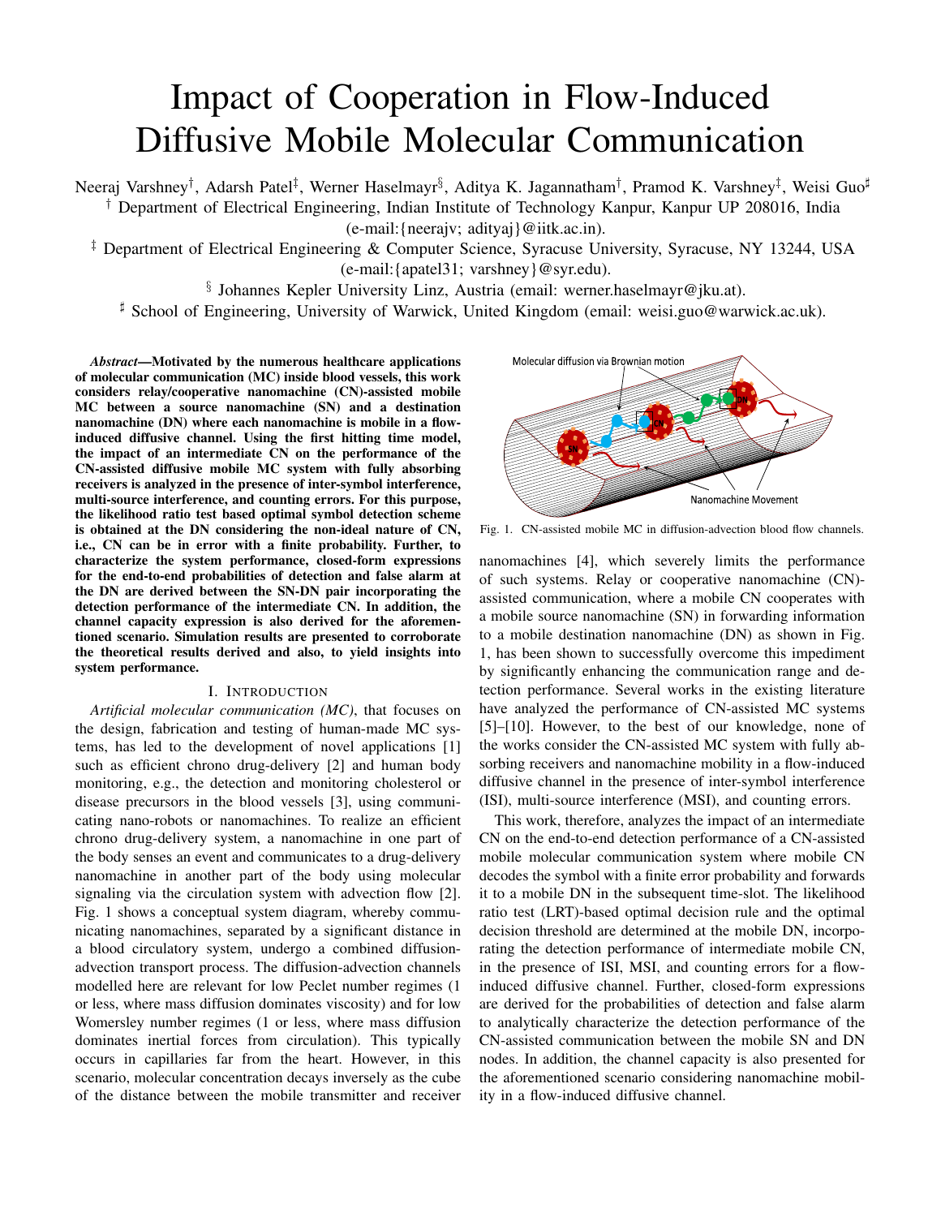# Impact of Cooperation in Flow-Induced Diffusive Mobile Molecular Communication

Neeraj Varshney[†], Adarsh Patel[‡], Werner Haselmayr[§], Aditya K. Jagannatham[†], Pramod K. Varshney[‡], Weisi Guo[♯]

[†] Department of Electrical Engineering, Indian Institute of Technology Kanpur, Kanpur UP 208016, India (e-mail:{neerajv; adityaj}@iitk.ac.in).

[‡] Department of Electrical Engineering & Computer Science, Syracuse University, Syracuse, NY 13244, USA (e-mail:{apatel31; varshney}@syr.edu).

[§] Johannes Kepler University Linz, Austria (email: werner.haselmayr@jku.at).

[♯] School of Engineering, University of Warwick, United Kingdom (email: weisi.guo@warwick.ac.uk).

***Abstract*—Motivated by the numerous healthcare applications of molecular communication (MC) inside blood vessels, this work considers relay/cooperative nanomachine (CN)-assisted mobile MC between a source nanomachine (SN) and a destination nanomachine (DN) where each nanomachine is mobile in a flow-induced diffusive channel. Using the first hitting time model, the impact of an intermediate CN on the performance of the CN-assisted diffusive mobile MC system with fully absorbing receivers is analyzed in the presence of inter-symbol interference, multi-source interference, and counting errors. For this purpose, the likelihood ratio test based optimal symbol detection scheme is obtained at the DN considering the non-ideal nature of CN, i.e., CN can be in error with a finite probability. Further, to characterize the system performance, closed-form expressions for the end-to-end probabilities of detection and false alarm at the DN are derived between the SN-DN pair incorporating the detection performance of the intermediate CN. In addition, the channel capacity expression is also derived for the aforementioned scenario. Simulation results are presented to corroborate the theoretical results derived and also, to yield insights into system performance.**

## I. Introduction

*Artificial molecular communication (MC)*, that focuses on the design, fabrication and testing of human-made MC systems, has led to the development of novel applications [1] such as efficient chrono drug-delivery [2] and human body monitoring, e.g., the detection and monitoring cholesterol or disease precursors in the blood vessels [3], using communicating nano-robots or nanomachines. To realize an efficient chrono drug-delivery system, a nanomachine in one part of the body senses an event and communicates to a drug-delivery nanomachine in another part of the body using molecular signaling via the circulation system with advection flow [2]. Fig. 1 shows a conceptual system diagram, whereby communicating nanomachines, separated by a significant distance in a blood circulatory system, undergo a combined diffusion-advection transport process. The diffusion-advection channels modelled here are relevant for low Peclet number regimes (1 or less, where mass diffusion dominates viscosity) and for low Womersley number regimes (1 or less, where mass diffusion dominates inertial forces from circulation). This typically occurs in capillaries far from the heart. However, in this scenario, molecular concentration decays inversely as the cube of the distance between the mobile transmitter and receiver nanomachines [4], which severely limits the performance of such systems. Relay or cooperative nanomachine (CN)-assisted communication, where a mobile CN cooperates with a mobile source nanomachine (SN) in forwarding information to a mobile destination nanomachine (DN) as shown in Fig. 1, has been shown to successfully overcome this impediment by significantly enhancing the communication range and detection performance. Several works in the existing literature have analyzed the performance of CN-assisted MC systems [5]–[10]. However, to the best of our knowledge, none of the works consider the CN-assisted MC system with fully absorbing receivers and nanomachine mobility in a flow-induced diffusive channel in the presence of inter-symbol interference (ISI), multi-source interference (MSI), and counting errors.

Fig. 1. CN-assisted mobile MC in diffusion-advection blood flow channels.

This work, therefore, analyzes the impact of an intermediate CN on the end-to-end detection performance of a CN-assisted mobile molecular communication system where mobile CN decodes the symbol with a finite error probability and forwards it to a mobile DN in the subsequent time-slot. The likelihood ratio test (LRT)-based optimal decision rule and the optimal decision threshold are determined at the mobile DN, incorporating the detection performance of intermediate mobile CN, in the presence of ISI, MSI, and counting errors for a flow-induced diffusive channel. Further, closed-form expressions are derived for the probabilities of detection and false alarm to analytically characterize the detection performance of the CN-assisted communication between the mobile SN and DN nodes. In addition, the channel capacity is also presented for the aforementioned scenario considering nanomachine mobility in a flow-induced diffusive channel.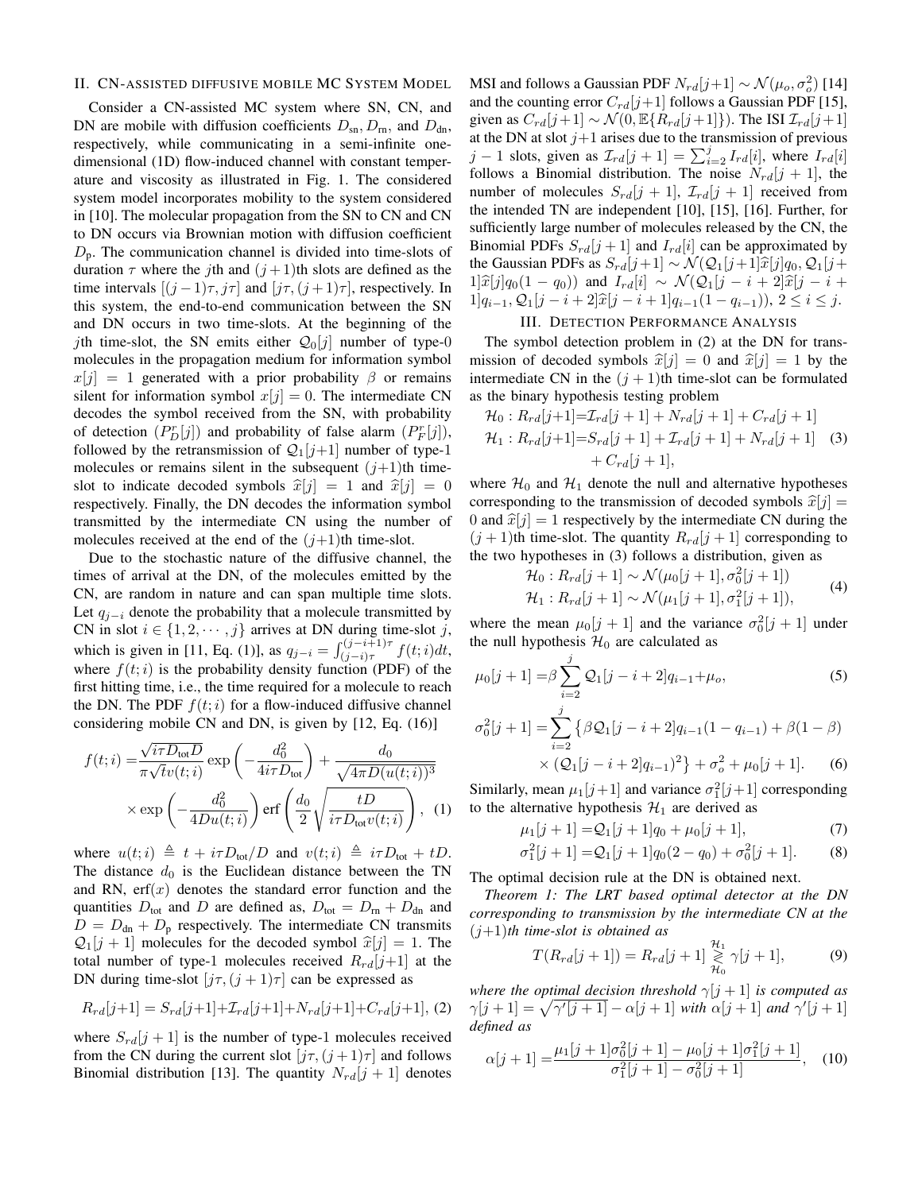## II. CN-assisted diffusive mobile MC System Model

Consider a CN-assisted MC system where SN, CN, and DN are mobile with diffusion coefficients $D_{\text{sn}}, D_{\text{rn}}$, and $D_{\text{dn}}$, respectively, while communicating in a semi-infinite one-dimensional (1D) flow-induced channel with constant temperature and viscosity as illustrated in Fig. 1. The considered system model incorporates mobility to the system considered in [10]. The molecular propagation from the SN to CN and CN to DN occurs via Brownian motion with diffusion coefficient $D_{\text{p}}$. The communication channel is divided into time-slots of duration $\tau$ where the $j$th and $(j+1)$th slots are defined as the time intervals $[(j-1)\tau, j\tau]$ and $[j\tau, (j+1)\tau]$, respectively. In this system, the end-to-end communication between the SN and DN occurs in two time-slots. At the beginning of the $j$th time-slot, the SN emits either $\mathcal{Q}_0[j]$ number of type-0 molecules in the propagation medium for information symbol $x[j] = 1$ generated with a prior probability $\beta$ or remains silent for information symbol $x[j] = 0$. The intermediate CN decodes the symbol received from the SN, with probability of detection $(P_D^r[j])$ and probability of false alarm $(P_F^r[j])$, followed by the retransmission of $\mathcal{Q}_1[j+1]$ number of type-1 molecules or remains silent in the subsequent $(j+1)$th time-slot to indicate decoded symbols $\widehat{x}[j] = 1$ and $\widehat{x}[j] = 0$ respectively. Finally, the DN decodes the information symbol transmitted by the intermediate CN using the number of molecules received at the end of the $(j+1)$th time-slot.

Due to the stochastic nature of the diffusive channel, the times of arrival at the DN, of the molecules emitted by the CN, are random in nature and can span multiple time slots. Let $q_{j-i}$ denote the probability that a molecule transmitted by CN in slot $i \in \{1, 2, \cdots, j\}$ arrives at DN during time-slot $j$, which is given in [11, Eq. (1)], as $q_{j-i} = \int_{(j-i)\tau}^{(j-i+1)\tau} f(t;i)dt$, where $f(t;i)$ is the probability density function (PDF) of the first hitting time, i.e., the time required for a molecule to reach the DN. The PDF $f(t;i)$ for a flow-induced diffusive channel considering mobile CN and DN, is given by [12, Eq. (16)]

$$
\begin{aligned}
f(t;i) =& \frac{\sqrt{i\tau D_{\text{tot}} D}}{\pi\sqrt{t}v(t;i)} \exp\left(-\frac{d_0^2}{4i\tau D_{\text{tot}}}\right) + \frac{d_0}{\sqrt{4\pi D(u(t;i))^3}} \\
&\times \exp\left(-\frac{d_0^2}{4Du(t;i)}\right) \operatorname{erf}\left(\frac{d_0}{2}\sqrt{\frac{tD}{i\tau D_{\text{tot}} v(t;i)}}\right), \quad (1)
\end{aligned}
$$

where $u(t;i) \triangleq t + i\tau D_{\text{tot}}/D$ and $v(t;i) \triangleq i\tau D_{\text{tot}} + tD$. The distance $d_0$ is the Euclidean distance between the TN and RN, $\operatorname{erf}(x)$ denotes the standard error function and the quantities $D_{\text{tot}}$ and $D$ are defined as, $D_{\text{tot}} = D_{\text{rn}} + D_{\text{dn}}$ and $D = D_{\text{dn}} + D_{\text{p}}$ respectively. The intermediate CN transmits $\mathcal{Q}_1[j+1]$ molecules for the decoded symbol $\widehat{x}[j] = 1$. The total number of type-1 molecules received $R_{rd}[j+1]$ at the DN during time-slot $[j\tau, (j+1)\tau]$ can be expressed as

$$
R_{rd}[j+1] = S_{rd}[j+1] + \mathcal{I}_{rd}[j+1] + N_{rd}[j+1] + C_{rd}[j+1], \quad (2)
$$

where $S_{rd}[j+1]$ is the number of type-1 molecules received from the CN during the current slot $[j\tau, (j+1)\tau]$ and follows Binomial distribution [13]. The quantity $N_{rd}[j+1]$ denotes MSI and follows a Gaussian PDF $N_{rd}[j+1] \sim \mathcal{N}(\mu_o, \sigma_o^2)$ [14] and the counting error $C_{rd}[j+1]$ follows a Gaussian PDF [15], given as $C_{rd}[j+1] \sim \mathcal{N}(0, \mathbb{E}\{R_{rd}[j+1]\})$. The ISI $\mathcal{I}_{rd}[j+1]$ at the DN at slot $j+1$ arises due to the transmission of previous $j-1$ slots, given as $\mathcal{I}_{rd}[j+1] = \sum_{i=2}^{j} I_{rd}[i]$, where $I_{rd}[i]$ follows a Binomial distribution. The noise $N_{rd}[j+1]$, the number of molecules $S_{rd}[j+1]$, $\mathcal{I}_{rd}[j+1]$ received from the intended TN are independent [10], [15], [16]. Further, for sufficiently large number of molecules released by the CN, the Binomial PDFs $S_{rd}[j+1]$ and $I_{rd}[i]$ can be approximated by the Gaussian PDFs as $S_{rd}[j+1] \sim \mathcal{N}(\mathcal{Q}_1[j+1]\widehat{x}[j]q_0, \mathcal{Q}_1[j+1]\widehat{x}[j]q_0(1-q_0))$ and $I_{rd}[i] \sim \mathcal{N}(\mathcal{Q}_1[j-i+2]\widehat{x}[j-i+1]q_{i-1}, \mathcal{Q}_1[j-i+2]\widehat{x}[j-i+1]q_{i-1}(1-q_{i-1}))$, $2 \le i \le j$.

## III. Detection Performance Analysis

The symbol detection problem in (2) at the DN for transmission of decoded symbols $\widehat{x}[j] = 0$ and $\widehat{x}[j] = 1$ by the intermediate CN in the $(j+1)$th time-slot can be formulated as the binary hypothesis testing problem

$$
\begin{aligned}
\mathcal{H}_0 &: R_{rd}[j+1] = \mathcal{I}_{rd}[j+1] + N_{rd}[j+1] + C_{rd}[j+1] \\
\mathcal{H}_1 &: R_{rd}[j+1] = S_{rd}[j+1] + \mathcal{I}_{rd}[j+1] + N_{rd}[j+1] \quad (3) \\
&\qquad + C_{rd}[j+1],
\end{aligned}
$$

where $\mathcal{H}_0$ and $\mathcal{H}_1$ denote the null and alternative hypotheses corresponding to the transmission of decoded symbols $\widehat{x}[j] = 0$ and $\widehat{x}[j] = 1$ respectively by the intermediate CN during the $(j+1)$th time-slot. The quantity $R_{rd}[j+1]$ corresponding to the two hypotheses in (3) follows a distribution, given as

$$
\begin{aligned}
\mathcal{H}_0 &: R_{rd}[j+1] \sim \mathcal{N}(\mu_0[j+1], \sigma_0^2[j+1]) \\
\mathcal{H}_1 &: R_{rd}[j+1] \sim \mathcal{N}(\mu_1[j+1], \sigma_1^2[j+1]),
\end{aligned} \quad (4)
$$

where the mean $\mu_0[j+1]$ and the variance $\sigma_0^2[j+1]$ under the null hypothesis $\mathcal{H}_0$ are calculated as

$$
\mu_0[j+1] = \beta \sum_{i=2}^{j} \mathcal{Q}_1[j-i+2]q_{i-1} + \mu_o, \quad (5)
$$

$$
\begin{aligned}
\sigma_0^2[j+1] = &\sum_{i=2}^{j} \left\{ \beta \mathcal{Q}_1[j-i+2]q_{i-1}(1-q_{i-1}) + \beta(1-\beta) \right. \\
&\left. \times (\mathcal{Q}_1[j-i+2]q_{i-1})^2 \right\} + \sigma_o^2 + \mu_0[j+1]. \quad (6)
\end{aligned}
$$

Similarly, mean $\mu_1[j+1]$ and variance $\sigma_1^2[j+1]$ corresponding to the alternative hypothesis $\mathcal{H}_1$ are derived as

$$
\mu_1[j+1] = \mathcal{Q}_1[j+1]q_0 + \mu_0[j+1], \quad (7)
$$

$$
\sigma_1^2[j+1] = \mathcal{Q}_1[j+1]q_0(2-q_0) + \sigma_0^2[j+1]. \quad (8)
$$

The optimal decision rule at the DN is obtained next.

*Theorem 1: The LRT based optimal detector at the DN corresponding to transmission by the intermediate CN at the $(j+1)$th time-slot is obtained as*

$$
T(R_{rd}[j+1]) = R_{rd}[j+1] \underset{\mathcal{H}_0}{\overset{\mathcal{H}_1}{\gtrless}} \gamma[j+1], \quad (9)
$$

*where the optimal decision threshold $\gamma[j+1]$ is computed as $\gamma[j+1] = \sqrt{\gamma'[j+1]} - \alpha[j+1]$ with $\alpha[j+1]$ and $\gamma'[j+1]$ defined as*

$$
\alpha[j+1] = \frac{\mu_1[j+1]\sigma_0^2[j+1] - \mu_0[j+1]\sigma_1^2[j+1]}{\sigma_1^2[j+1] - \sigma_0^2[j+1]}, \quad (10)
$$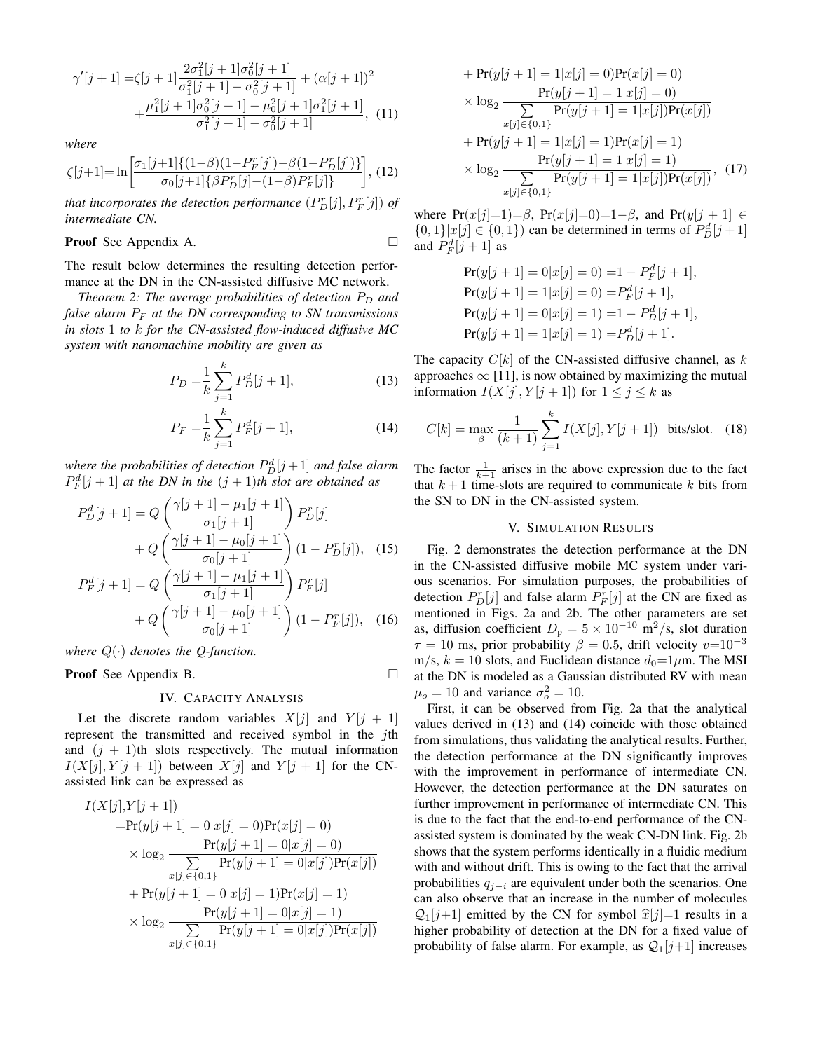$$\gamma'[j+1] = \zeta[j+1]\frac{2\sigma_1^2[j+1]\sigma_0^2[j+1]}{\sigma_1^2[j+1]-\sigma_0^2[j+1]} + (\alpha[j+1])^2 + \frac{\mu_1^2[j+1]\sigma_0^2[j+1]-\mu_0^2[j+1]\sigma_1^2[j+1]}{\sigma_1^2[j+1]-\sigma_0^2[j+1]}, \quad (11)$$

*where*

$$\zeta[j+1] = \ln\left[\frac{\sigma_1[j+1]\{(1-\beta)(1-P_F^r[j])-\beta(1-P_D^r[j])\}}{\sigma_0[j+1]\{\beta P_D^r[j]-(1-\beta)P_F^r[j]\}}\right], \quad (12)$$

*that incorporates the detection performance* $(P_D^r[j], P_F^r[j])$ *of intermediate CN.*

**Proof** See Appendix A. □

The result below determines the resulting detection performance at the DN in the CN-assisted diffusive MC network.

*Theorem 2: The average probabilities of detection $P_D$ and false alarm $P_F$ at the DN corresponding to SN transmissions in slots 1 to $k$ for the CN-assisted flow-induced diffusive MC system with nanomachine mobility are given as*

$$P_D = \frac{1}{k}\sum_{j=1}^{k} P_D^d[j+1], \quad (13)$$

$$P_F = \frac{1}{k}\sum_{j=1}^{k} P_F^d[j+1], \quad (14)$$

*where the probabilities of detection $P_D^d[j+1]$ and false alarm $P_F^d[j+1]$ at the DN in the $(j+1)$th slot are obtained as*

$$P_D^d[j+1] = Q\left(\frac{\gamma[j+1]-\mu_1[j+1]}{\sigma_1[j+1]}\right)P_D^r[j] + Q\left(\frac{\gamma[j+1]-\mu_0[j+1]}{\sigma_0[j+1]}\right)(1-P_D^r[j]), \quad (15)$$

$$P_F^d[j+1] = Q\left(\frac{\gamma[j+1]-\mu_1[j+1]}{\sigma_1[j+1]}\right)P_F^r[j] + Q\left(\frac{\gamma[j+1]-\mu_0[j+1]}{\sigma_0[j+1]}\right)(1-P_F^r[j]), \quad (16)$$

*where $Q(\cdot)$ denotes the Q-function.*

**Proof** See Appendix B. □

## IV. Capacity Analysis

Let the discrete random variables $X[j]$ and $Y[j+1]$ represent the transmitted and received symbol in the $j$th and $(j+1)$th slots respectively. The mutual information $I(X[j], Y[j+1])$ between $X[j]$ and $Y[j+1]$ for the CN-assisted link can be expressed as

$$\begin{aligned}
I(X[j],&Y[j+1]) \\
=&\Pr(y[j+1]=0|x[j]=0)\Pr(x[j]=0) \\
&\times \log_2\frac{\Pr(y[j+1]=0|x[j]=0)}{\sum_{x[j]\in\{0,1\}}\Pr(y[j+1]=0|x[j])\Pr(x[j])} \\
&+\Pr(y[j+1]=0|x[j]=1)\Pr(x[j]=1) \\
&\times \log_2\frac{\Pr(y[j+1]=0|x[j]=1)}{\sum_{x[j]\in\{0,1\}}\Pr(y[j+1]=0|x[j])\Pr(x[j])} \\
&+\Pr(y[j+1]=1|x[j]=0)\Pr(x[j]=0) \\
&\times \log_2\frac{\Pr(y[j+1]=1|x[j]=0)}{\sum_{x[j]\in\{0,1\}}\Pr(y[j+1]=1|x[j])\Pr(x[j])} \\
&+\Pr(y[j+1]=1|x[j]=1)\Pr(x[j]=1) \\
&\times \log_2\frac{\Pr(y[j+1]=1|x[j]=1)}{\sum_{x[j]\in\{0,1\}}\Pr(y[j+1]=1|x[j])\Pr(x[j])}, \quad (17)
\end{aligned}$$

where $\Pr(x[j]=1)=\beta$, $\Pr(x[j]=0)=1-\beta$, and $\Pr(y[j+1]\in\{0,1\}|x[j]\in\{0,1\})$ can be determined in terms of $P_D^d[j+1]$ and $P_F^d[j+1]$ as

$$\begin{aligned}
\Pr(y[j+1]=0|x[j]=0) &= 1-P_F^d[j+1], \\
\Pr(y[j+1]=1|x[j]=0) &= P_F^d[j+1], \\
\Pr(y[j+1]=0|x[j]=1) &= 1-P_D^d[j+1], \\
\Pr(y[j+1]=1|x[j]=1) &= P_D^d[j+1].
\end{aligned}$$

The capacity $C[k]$ of the CN-assisted diffusive channel, as $k$ approaches $\infty$ [11], is now obtained by maximizing the mutual information $I(X[j], Y[j+1])$ for $1 \le j \le k$ as

$$C[k] = \max_{\beta}\frac{1}{(k+1)}\sum_{j=1}^{k} I(X[j], Y[j+1]) \text{ bits/slot.} \quad (18)$$

The factor $\frac{1}{k+1}$ arises in the above expression due to the fact that $k+1$ time-slots are required to communicate $k$ bits from the SN to DN in the CN-assisted system.

## V. Simulation Results

Fig. 2 demonstrates the detection performance at the DN in the CN-assisted diffusive mobile MC system under various scenarios. For simulation purposes, the probabilities of detection $P_D^r[j]$ and false alarm $P_F^r[j]$ at the CN are fixed as mentioned in Figs. 2a and 2b. The other parameters are set as, diffusion coefficient $D_p = 5\times 10^{-10}$ m$^2$/s, slot duration $\tau = 10$ ms, prior probability $\beta = 0.5$, drift velocity $v=10^{-3}$ m/s, $k = 10$ slots, and Euclidean distance $d_0$=1$\mu$m. The MSI at the DN is modeled as a Gaussian distributed RV with mean $\mu_o = 10$ and variance $\sigma_o^2 = 10$.

First, it can be observed from Fig. 2a that the analytical values derived in (13) and (14) coincide with those obtained from simulations, thus validating the analytical results. Further, the detection performance at the DN significantly improves with the improvement in performance of intermediate CN. However, the detection performance at the DN saturates on further improvement in performance of intermediate CN. This is due to the fact that the end-to-end performance of the CN-assisted system is dominated by the weak CN-DN link. Fig. 2b shows that the system performs identically in a fluidic medium with and without drift. This is owing to the fact that the arrival probabilities $q_{j-i}$ are equivalent under both the scenarios. One can also observe that an increase in the number of molecules $\mathcal{Q}_1[j+1]$ emitted by the CN for symbol $\widehat{x}[j]$=1 results in a higher probability of detection at the DN for a fixed value of probability of false alarm. For example, as $\mathcal{Q}_1[j+1]$ increases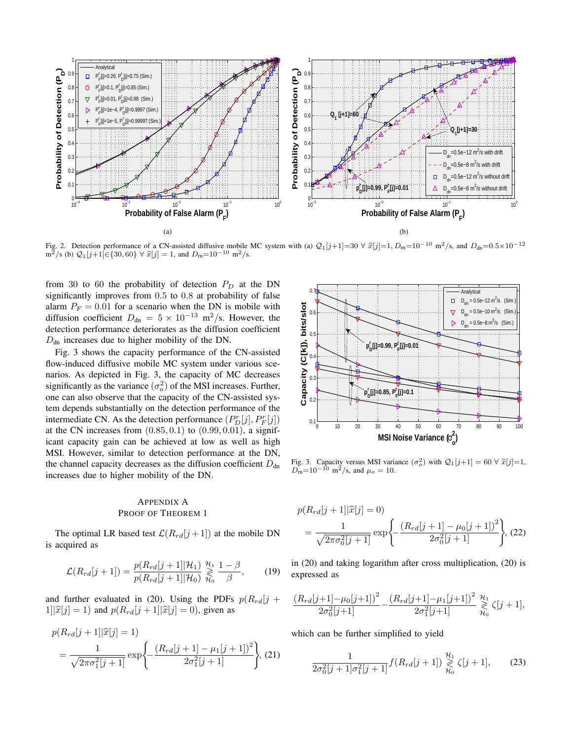Fig. 2. Detection performance of a CN-assisted diffusive mobile MC system with (a) $\mathcal{Q}_1[j+1]=30\ \forall\ \widehat{x}[j]=1$, $D_{\rm rn}=10^{-10}$ m$^2$/s, and $D_{\rm dn}=0.5\times10^{-12}$ m$^2$/s (b) $\mathcal{Q}_1[j+1]\in\{30,60\}\ \forall\ \widehat{x}[j]=1$, and $D_{\rm rn}=10^{-10}$ m$^2$/s.

from 30 to 60 the probability of detection $P_D$ at the DN significantly improves from 0.5 to 0.8 at probability of false alarm $P_F = 0.01$ for a scenario when the DN is mobile with diffusion coefficient $D_{\rm dn} = 5\times10^{-13}$ m$^2$/s. However, the detection performance deteriorates as the diffusion coefficient $D_{\rm dn}$ increases due to higher mobility of the DN.

Fig. 3 shows the capacity performance of the CN-assisted flow-induced diffusive mobile MC system under various scenarios. As depicted in Fig. 3, the capacity of MC decreases significantly as the variance $(\sigma_o^2)$ of the MSI increases. Further, one can also observe that the capacity of the CN-assisted system depends substantially on the detection performance of the intermediate CN. As the detection performance $(P_D^r[j], P_F^r[j])$ at the CN increases from $(0.85, 0.1)$ to $(0.99, 0.01)$, a significant capacity gain can be achieved at low as well as high MSI. However, similar to detection performance at the DN, the channel capacity decreases as the diffusion coefficient $D_{\rm dn}$ increases due to higher mobility of the DN.

Fig. 3. Capacity versus MSI variance $(\sigma_o^2)$ with $\mathcal{Q}_1[j+1] = 60\ \forall\ \widehat{x}[j]=1$, $D_{\rm rn}=10^{-10}$ m$^2$/s, and $\mu_o = 10$.

## Appendix A
## Proof of Theorem 1

The optimal LR based test $\mathcal{L}(R_{rd}[j+1])$ at the mobile DN is acquired as

$$\mathcal{L}(R_{rd}[j+1]) = \frac{p(R_{rd}[j+1]|\mathcal{H}_1)}{p(R_{rd}[j+1]|\mathcal{H}_0)} \underset{\mathcal{H}_0}{\overset{\mathcal{H}_1}{\gtrless}} \frac{1-\beta}{\beta}, \tag{19}$$

and further evaluated in (20). Using the PDFs $p(R_{rd}[j+1]|\widehat{x}[j]=1)$ and $p(R_{rd}[j+1]|\widehat{x}[j]=0)$, given as

$$p(R_{rd}[j+1]|\widehat{x}[j]=1) = \frac{1}{\sqrt{2\pi\sigma_1^2[j+1]}}\exp\left\{-\frac{(R_{rd}[j+1]-\mu_1[j+1])^2}{2\sigma_1^2[j+1]}\right\}, \tag{21}$$

$$p(R_{rd}[j+1]|\widehat{x}[j]=0) = \frac{1}{\sqrt{2\pi\sigma_0^2[j+1]}}\exp\left\{-\frac{(R_{rd}[j+1]-\mu_0[j+1])^2}{2\sigma_0^2[j+1]}\right\}, \tag{22}$$

in (20) and taking logarithm after cross multiplication, (20) is expressed as

$$\frac{(R_{rd}[j+1]-\mu_0[j+1])^2}{2\sigma_0^2[j+1]} - \frac{(R_{rd}[j+1]-\mu_1[j+1])^2}{2\sigma_1^2[j+1]} \underset{\mathcal{H}_0}{\overset{\mathcal{H}_1}{\gtrless}} \zeta[j+1],$$

which can be further simplified to yield

$$\frac{1}{2\sigma_0^2[j+1]\sigma_1^2[j+1]} f(R_{rd}[j+1]) \underset{\mathcal{H}_0}{\overset{\mathcal{H}_1}{\gtrless}} \zeta[j+1], \tag{23}$$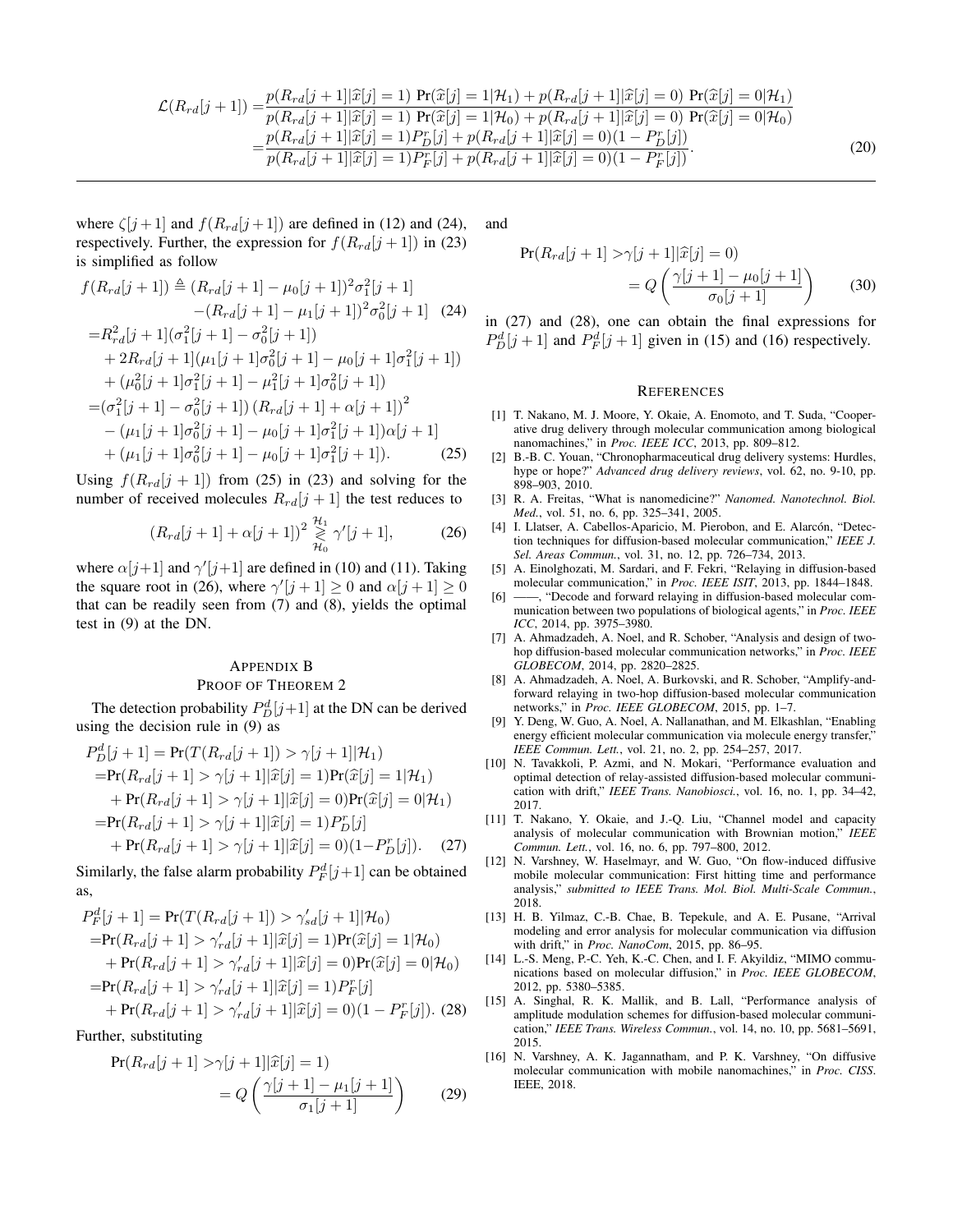$$
\begin{aligned}
\mathcal{L}(R_{rd}[j+1]) =& \frac{p(R_{rd}[j+1]|\widehat{x}[j]=1)\ \Pr(\widehat{x}[j]=1|\mathcal{H}_1) + p(R_{rd}[j+1]|\widehat{x}[j]=0)\ \Pr(\widehat{x}[j]=0|\mathcal{H}_1)}{p(R_{rd}[j+1]|\widehat{x}[j]=1)\ \Pr(\widehat{x}[j]=1|\mathcal{H}_0) + p(R_{rd}[j+1]|\widehat{x}[j]=0)\ \Pr(\widehat{x}[j]=0|\mathcal{H}_0)} \\
=& \frac{p(R_{rd}[j+1]|\widehat{x}[j]=1)P_D^r[j] + p(R_{rd}[j+1]|\widehat{x}[j]=0)(1-P_D^r[j])}{p(R_{rd}[j+1]|\widehat{x}[j]=1)P_F^r[j] + p(R_{rd}[j+1]|\widehat{x}[j]=0)(1-P_F^r[j])}.
\end{aligned} \tag{20}
$$

where $\zeta[j+1]$ and $f(R_{rd}[j+1])$ are defined in (12) and (24), respectively. Further, the expression for $f(R_{rd}[j+1])$ in (23) is simplified as follow

$$
\begin{aligned}
f(R_{rd}[j+1]) &\triangleq (R_{rd}[j+1]-\mu_0[j+1])^2\sigma_1^2[j+1] \\
&\quad -(R_{rd}[j+1]-\mu_1[j+1])^2\sigma_0^2[j+1] \quad (24)\\
&= R_{rd}^2[j+1](\sigma_1^2[j+1]-\sigma_0^2[j+1]) \\
&\quad + 2R_{rd}[j+1](\mu_1[j+1]\sigma_0^2[j+1]-\mu_0[j+1]\sigma_1^2[j+1]) \\
&\quad + (\mu_0^2[j+1]\sigma_1^2[j+1]-\mu_1^2[j+1]\sigma_0^2[j+1]) \\
&= (\sigma_1^2[j+1]-\sigma_0^2[j+1])\left(R_{rd}[j+1]+\alpha[j+1]\right)^2 \\
&\quad - (\mu_1[j+1]\sigma_0^2[j+1]-\mu_0[j+1]\sigma_1^2[j+1])\alpha[j+1] \\
&\quad + (\mu_1[j+1]\sigma_0^2[j+1]-\mu_0[j+1]\sigma_1^2[j+1]). \quad (25)
\end{aligned}
$$

Using $f(R_{rd}[j+1])$ from (25) in (23) and solving for the number of received molecules $R_{rd}[j+1]$ the test reduces to

$$
(R_{rd}[j+1]+\alpha[j+1])^2 \underset{\mathcal{H}_0}{\overset{\mathcal{H}_1}{\gtrless}} \gamma'[j+1], \tag{26}
$$

where $\alpha[j+1]$ and $\gamma'[j+1]$ are defined in (10) and (11). Taking the square root in (26), where $\gamma'[j+1] \geq 0$ and $\alpha[j+1] \geq 0$ that can be readily seen from (7) and (8), yields the optimal test in (9) at the DN.

## Appendix B
## Proof of Theorem 2

The detection probability $P_D^d[j+1]$ at the DN can be derived using the decision rule in (9) as

$$
\begin{aligned}
P_D^d[j+1] &= \Pr(T(R_{rd}[j+1]) > \gamma[j+1]|\mathcal{H}_1) \\
&= \Pr(R_{rd}[j+1] > \gamma[j+1]|\widehat{x}[j]=1)\Pr(\widehat{x}[j]=1|\mathcal{H}_1) \\
&\quad + \Pr(R_{rd}[j+1] > \gamma[j+1]|\widehat{x}[j]=0)\Pr(\widehat{x}[j]=0|\mathcal{H}_1) \\
&= \Pr(R_{rd}[j+1] > \gamma[j+1]|\widehat{x}[j]=1)P_D^r[j] \\
&\quad + \Pr(R_{rd}[j+1] > \gamma[j+1]|\widehat{x}[j]=0)(1-P_D^r[j]). \quad (27)
\end{aligned}
$$

Similarly, the false alarm probability $P_F^d[j+1]$ can be obtained as,

$$
\begin{aligned}
P_F^d[j+1] &= \Pr(T(R_{rd}[j+1]) > \gamma'_{sd}[j+1]|\mathcal{H}_0) \\
&= \Pr(R_{rd}[j+1] > \gamma'_{rd}[j+1]|\widehat{x}[j]=1)\Pr(\widehat{x}[j]=1|\mathcal{H}_0) \\
&\quad + \Pr(R_{rd}[j+1] > \gamma'_{rd}[j+1]|\widehat{x}[j]=0)\Pr(\widehat{x}[j]=0|\mathcal{H}_0) \\
&= \Pr(R_{rd}[j+1] > \gamma'_{rd}[j+1]|\widehat{x}[j]=1)P_F^r[j] \\
&\quad + \Pr(R_{rd}[j+1] > \gamma'_{rd}[j+1]|\widehat{x}[j]=0)(1-P_F^r[j]). \quad (28)
\end{aligned}
$$

Further, substituting

$$
\begin{aligned}
\Pr(R_{rd}[j+1] > &\gamma[j+1]|\widehat{x}[j]=1) \\
&= Q\left(\frac{\gamma[j+1]-\mu_1[j+1]}{\sigma_1[j+1]}\right)
\end{aligned} \tag{29}
$$

and

$$
\begin{aligned}
\Pr(R_{rd}[j+1] > &\gamma[j+1]|\widehat{x}[j]=0) \\
&= Q\left(\frac{\gamma[j+1]-\mu_0[j+1]}{\sigma_0[j+1]}\right)
\end{aligned} \tag{30}
$$

in (27) and (28), one can obtain the final expressions for $P_D^d[j+1]$ and $P_F^d[j+1]$ given in (15) and (16) respectively.

## References

[1] T. Nakano, M. J. Moore, Y. Okaie, A. Enomoto, and T. Suda, "Cooperative drug delivery through molecular communication among biological nanomachines," in *Proc. IEEE ICC*, 2013, pp. 809–812.

[2] B.-B. C. Youan, "Chronopharmaceutical drug delivery systems: Hurdles, hype or hope?" *Advanced drug delivery reviews*, vol. 62, no. 9-10, pp. 898–903, 2010.

[3] R. A. Freitas, "What is nanomedicine?" *Nanomed. Nanotechnol. Biol. Med.*, vol. 51, no. 6, pp. 325–341, 2005.

[4] I. Llatser, A. Cabellos-Aparicio, M. Pierobon, and E. Alarcón, "Detection techniques for diffusion-based molecular communication," *IEEE J. Sel. Areas Commun.*, vol. 31, no. 12, pp. 726–734, 2013.

[5] A. Einolghozati, M. Sardari, and F. Fekri, "Relaying in diffusion-based molecular communication," in *Proc. IEEE ISIT*, 2013, pp. 1844–1848.

[6] ——, "Decode and forward relaying in diffusion-based molecular communication between two populations of biological agents," in *Proc. IEEE ICC*, 2014, pp. 3975–3980.

[7] A. Ahmadzadeh, A. Noel, and R. Schober, "Analysis and design of two-hop diffusion-based molecular communication networks," in *Proc. IEEE GLOBECOM*, 2014, pp. 2820–2825.

[8] A. Ahmadzadeh, A. Noel, A. Burkovski, and R. Schober, "Amplify-and-forward relaying in two-hop diffusion-based molecular communication networks," in *Proc. IEEE GLOBECOM*, 2015, pp. 1–7.

[9] Y. Deng, W. Guo, A. Noel, A. Nallanathan, and M. Elkashlan, "Enabling energy efficient molecular communication via molecule energy transfer," *IEEE Commun. Lett.*, vol. 21, no. 2, pp. 254–257, 2017.

[10] N. Tavakkoli, P. Azmi, and N. Mokari, "Performance evaluation and optimal detection of relay-assisted diffusion-based molecular communication with drift," *IEEE Trans. Nanobiosci.*, vol. 16, no. 1, pp. 34–42, 2017.

[11] T. Nakano, Y. Okaie, and J.-Q. Liu, "Channel model and capacity analysis of molecular communication with Brownian motion," *IEEE Commun. Lett.*, vol. 16, no. 6, pp. 797–800, 2012.

[12] N. Varshney, W. Haselmayr, and W. Guo, "On flow-induced diffusive mobile molecular communication: First hitting time and performance analysis," *submitted to IEEE Trans. Mol. Biol. Multi-Scale Commun.*, 2018.

[13] H. B. Yilmaz, C.-B. Chae, B. Tepekule, and A. E. Pusane, "Arrival modeling and error analysis for molecular communication via diffusion with drift," in *Proc. NanoCom*, 2015, pp. 86–95.

[14] L.-S. Meng, P.-C. Yeh, K.-C. Chen, and I. F. Akyildiz, "MIMO communications based on molecular diffusion," in *Proc. IEEE GLOBECOM*, 2012, pp. 5380–5385.

[15] A. Singhal, R. K. Mallik, and B. Lall, "Performance analysis of amplitude modulation schemes for diffusion-based molecular communication," *IEEE Trans. Wireless Commun.*, vol. 14, no. 10, pp. 5681–5691, 2015.

[16] N. Varshney, A. K. Jagannatham, and P. K. Varshney, "On diffusive molecular communication with mobile nanomachines," in *Proc. CISS*. IEEE, 2018.